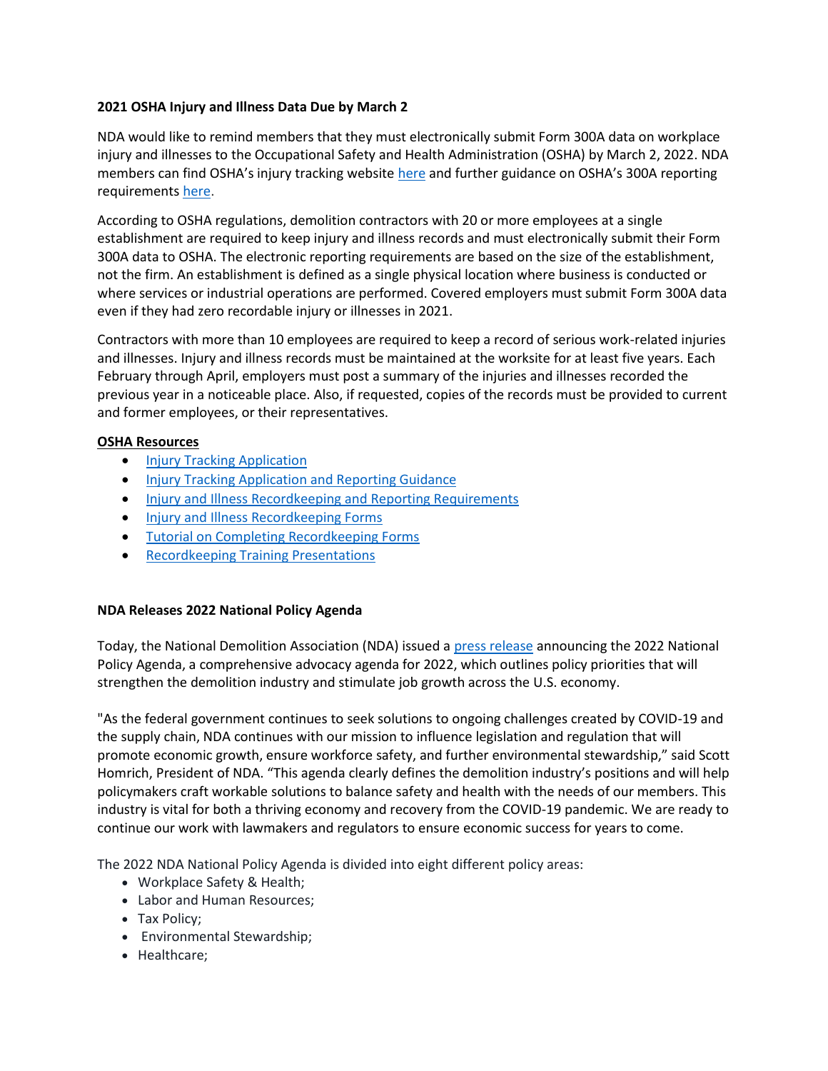**2021 OSHA Injury and Illness Data Due by March 2**

NDA would like to remind members that they must electronically submit Form 300A data on workplace injury and illnesses to the Occupational Safety and Health Administration (OSHA) by March 2, 2022. NDA members can find OSHA's injury tracking website [here]() and further guidance on OSHA's 300A reporting requirements [here]().

According to OSHA regulations, demolition contractors with 20 or more employees at a single establishment are required to keep injury and illness records and must electronically submit their Form 300A data to OSHA. The electronic reporting requirements are based on the size of the establishment, not the firm. An establishment is defined as a single physical location where business is conducted or where services or industrial operations are performed. Covered employers must submit Form 300A data even if they had zero recordable injury or illnesses in 2021.

Contractors with more than 10 employees are required to keep a record of serious work-related injuries and illnesses. Injury and illness records must be maintained at the worksite for at least five years. Each February through April, employers must post a summary of the injuries and illnesses recorded the previous year in a noticeable place. Also, if requested, copies of the records must be provided to current and former employees, or their representatives.

**OSHA Resources**

- [Injury Tracking Application]()
- [Injury Tracking Application and Reporting Guidance]()
- [Injury and Illness Recordkeeping and Reporting Requirements]()
- [Injury and Illness Recordkeeping Forms]()
- [Tutorial on Completing Recordkeeping Forms]()
- [Recordkeeping Training Presentations]()

**NDA Releases 2022 National Policy Agenda**

Today, the National Demolition Association (NDA) issued a [press release]() announcing the 2022 National Policy Agenda, a comprehensive advocacy agenda for 2022, which outlines policy priorities that will strengthen the demolition industry and stimulate job growth across the U.S. economy.

"As the federal government continues to seek solutions to ongoing challenges created by COVID-19 and the supply chain, NDA continues with our mission to influence legislation and regulation that will promote economic growth, ensure workforce safety, and further environmental stewardship," said Scott Homrich, President of NDA. "This agenda clearly defines the demolition industry's positions and will help policymakers craft workable solutions to balance safety and health with the needs of our members. This industry is vital for both a thriving economy and recovery from the COVID-19 pandemic. We are ready to continue our work with lawmakers and regulators to ensure economic success for years to come.

The 2022 NDA National Policy Agenda is divided into eight different policy areas:

- Workplace Safety & Health;
- Labor and Human Resources;
- Tax Policy;
- Environmental Stewardship;
- Healthcare;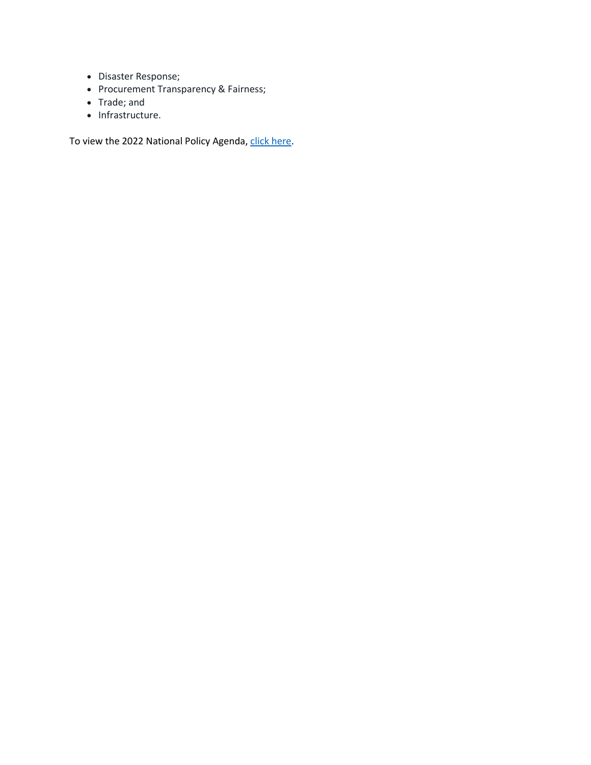- Disaster Response;
- Procurement Transparency & Fairness;
- Trade; and
- Infrastructure.

To view the 2022 National Policy Agenda, click here.